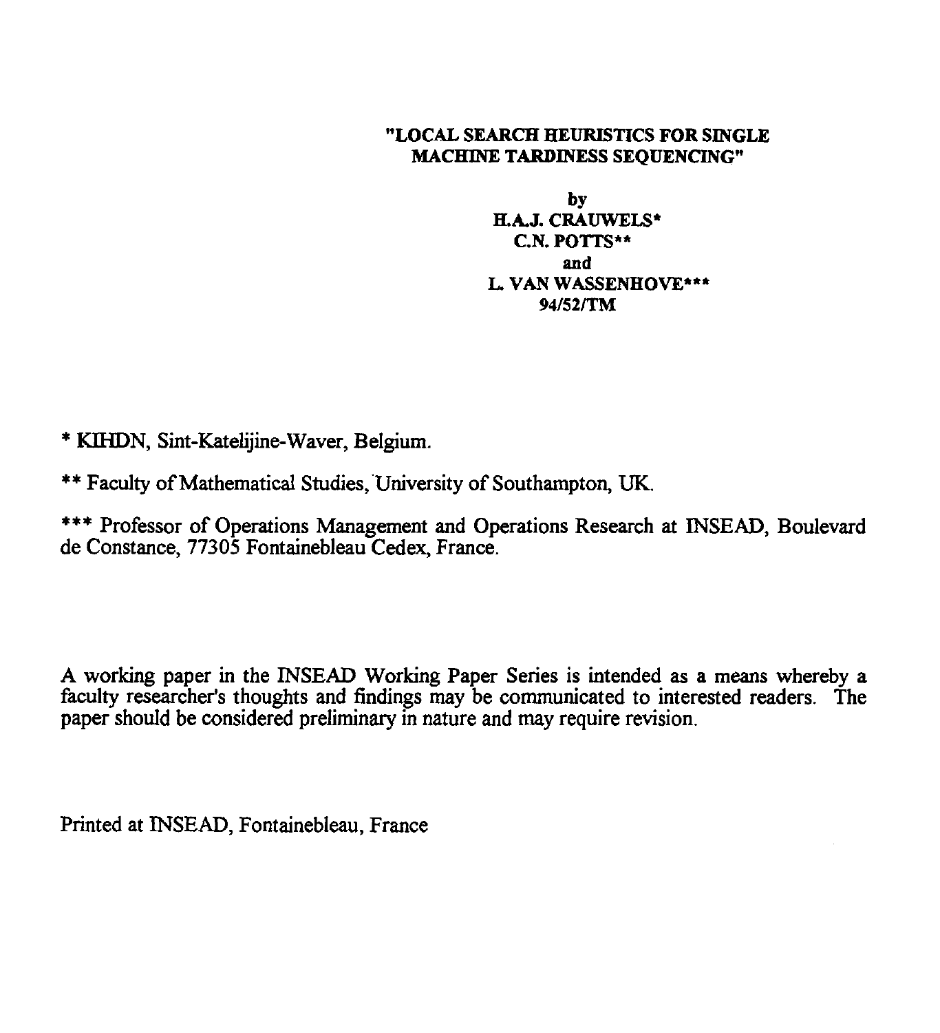**"LOCAL SEARCH HEURISTICS FOR SINGLE MACHINE TARDINESS SEQUENCING"**

by
**H.A.J. CRAUWELS***
**C.N. POTTS****
and
**L. VAN WASSENHOVE*****
**94/52/TM**

* KIHDN, Sint-Katelijine-Waver, Belgium.

** Faculty of Mathematical Studies, University of Southampton, UK.

*** Professor of Operations Management and Operations Research at INSEAD, Boulevard de Constance, 77305 Fontainebleau Cedex, France.

A working paper in the INSEAD Working Paper Series is intended as a means whereby a faculty researcher's thoughts and findings may be communicated to interested readers. The paper should be considered preliminary in nature and may require revision.

Printed at INSEAD, Fontainebleau, France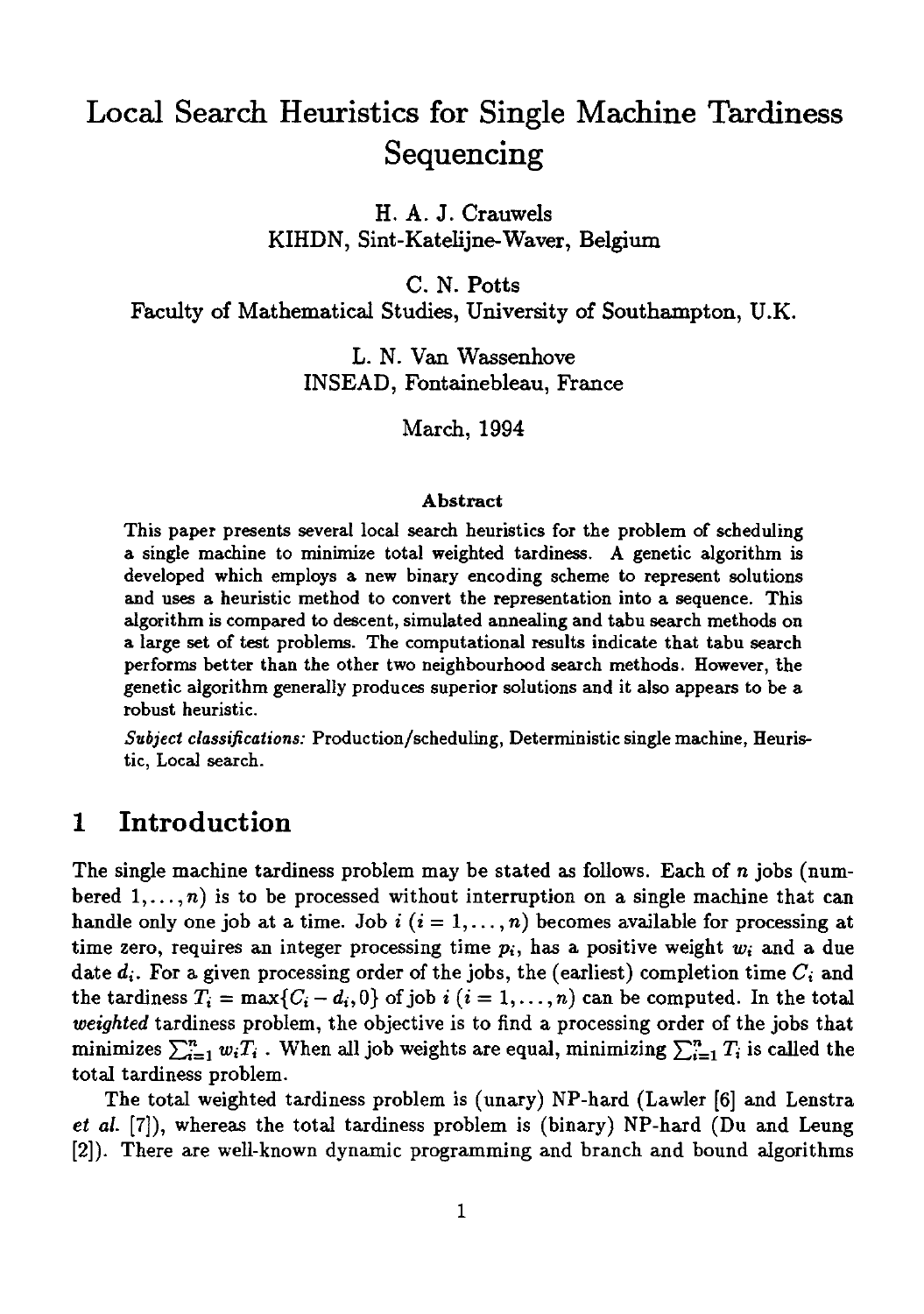# Local Search Heuristics for Single Machine Tardiness Sequencing

H. A. J. Crauwels
KIHDN, Sint-Katelijne-Waver, Belgium

C. N. Potts
Faculty of Mathematical Studies, University of Southampton, U.K.

L. N. Van Wassenhove
INSEAD, Fontainebleau, France

March, 1994

### Abstract

This paper presents several local search heuristics for the problem of scheduling a single machine to minimize total weighted tardiness. A genetic algorithm is developed which employs a new binary encoding scheme to represent solutions and uses a heuristic method to convert the representation into a sequence. This algorithm is compared to descent, simulated annealing and tabu search methods on a large set of test problems. The computational results indicate that tabu search performs better than the other two neighbourhood search methods. However, the genetic algorithm generally produces superior solutions and it also appears to be a robust heuristic.

*Subject classifications:* Production/scheduling, Deterministic single machine, Heuristic, Local search.

## 1 Introduction

The single machine tardiness problem may be stated as follows. Each of $n$ jobs (numbered $1, \ldots, n$) is to be processed without interruption on a single machine that can handle only one job at a time. Job $i$ ($i = 1, \ldots, n$) becomes available for processing at time zero, requires an integer processing time $p_i$, has a positive weight $w_i$ and a due date $d_i$. For a given processing order of the jobs, the (earliest) completion time $C_i$ and the tardiness $T_i = \max\{C_i - d_i, 0\}$ of job $i$ ($i = 1, \ldots, n$) can be computed. In the total *weighted* tardiness problem, the objective is to find a processing order of the jobs that minimizes $\sum_{i=1}^{n} w_i T_i$. When all job weights are equal, minimizing $\sum_{i=1}^{n} T_i$ is called the total tardiness problem.

The total weighted tardiness problem is (unary) NP-hard (Lawler [6] and Lenstra *et al.* [7]), whereas the total tardiness problem is (binary) NP-hard (Du and Leung [2]). There are well-known dynamic programming and branch and bound algorithms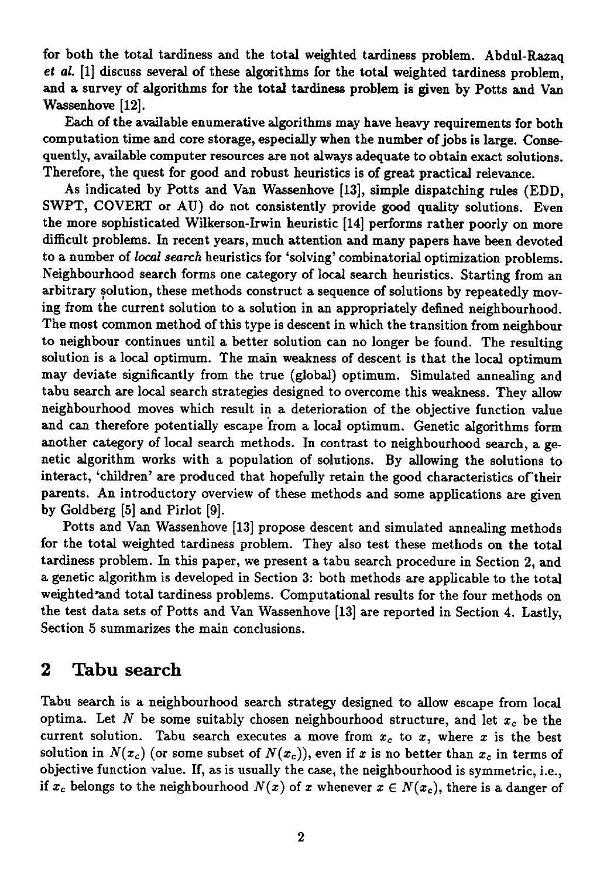for both the total tardiness and the total weighted tardiness problem. Abdul-Razaq *et al.* [1] discuss several of these algorithms for the total weighted tardiness problem, and a survey of algorithms for the total tardiness problem is given by Potts and Van Wassenhove [12].

Each of the available enumerative algorithms may have heavy requirements for both computation time and core storage, especially when the number of jobs is large. Consequently, available computer resources are not always adequate to obtain exact solutions. Therefore, the quest for good and robust heuristics is of great practical relevance.

As indicated by Potts and Van Wassenhove [13], simple dispatching rules (EDD, SWPT, COVERT or AU) do not consistently provide good quality solutions. Even the more sophisticated Wilkerson-Irwin heuristic [14] performs rather poorly on more difficult problems. In recent years, much attention and many papers have been devoted to a number of *local search* heuristics for 'solving' combinatorial optimization problems. Neighbourhood search forms one category of local search heuristics. Starting from an arbitrary solution, these methods construct a sequence of solutions by repeatedly moving from the current solution to a solution in an appropriately defined neighbourhood. The most common method of this type is descent in which the transition from neighbour to neighbour continues until a better solution can no longer be found. The resulting solution is a local optimum. The main weakness of descent is that the local optimum may deviate significantly from the true (global) optimum. Simulated annealing and tabu search are local search strategies designed to overcome this weakness. They allow neighbourhood moves which result in a deterioration of the objective function value and can therefore potentially escape from a local optimum. Genetic algorithms form another category of local search methods. In contrast to neighbourhood search, a genetic algorithm works with a population of solutions. By allowing the solutions to interact, 'children' are produced that hopefully retain the good characteristics of their parents. An introductory overview of these methods and some applications are given by Goldberg [5] and Pirlot [9].

Potts and Van Wassenhove [13] propose descent and simulated annealing methods for the total weighted tardiness problem. They also test these methods on the total tardiness problem. In this paper, we present a tabu search procedure in Section 2, and a genetic algorithm is developed in Section 3: both methods are applicable to the total weighted and total tardiness problems. Computational results for the four methods on the test data sets of Potts and Van Wassenhove [13] are reported in Section 4. Lastly, Section 5 summarizes the main conclusions.

## 2 Tabu search

Tabu search is a neighbourhood search strategy designed to allow escape from local optima. Let $N$ be some suitably chosen neighbourhood structure, and let $x_c$ be the current solution. Tabu search executes a move from $x_c$ to $x$, where $x$ is the best solution in $N(x_c)$ (or some subset of $N(x_c)$), even if $x$ is no better than $x_c$ in terms of objective function value. If, as is usually the case, the neighbourhood is symmetric, i.e., if $x_c$ belongs to the neighbourhood $N(x)$ of $x$ whenever $x \in N(x_c)$, there is a danger of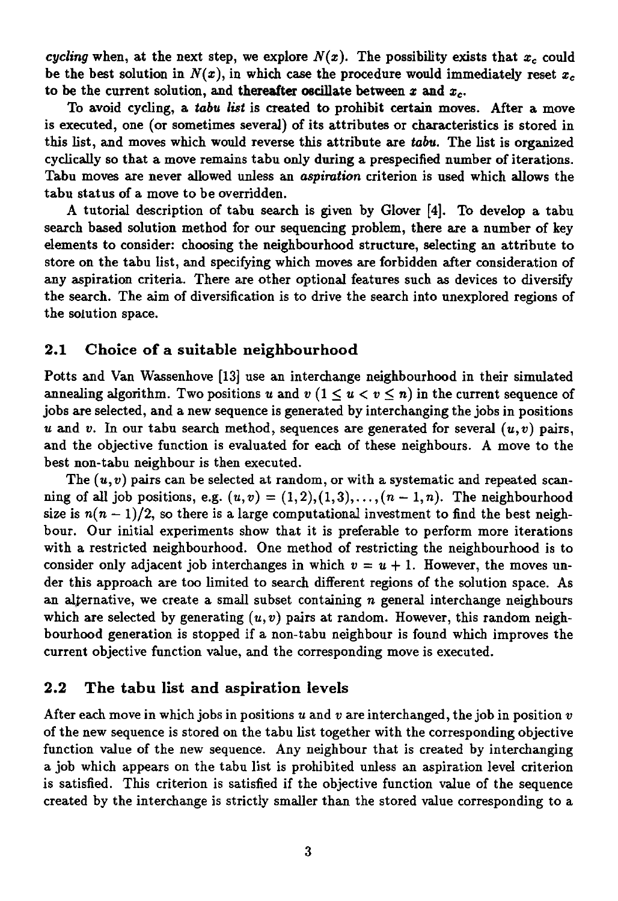*cycling* when, at the next step, we explore $N(x)$. The possibility exists that $x_c$ could be the best solution in $N(x)$, in which case the procedure would immediately reset $x_c$ to be the current solution, and **thereafter oscillate between $x$ and $x_c$.**

To avoid cycling, a *tabu list* is created to prohibit certain moves. After a move is executed, one (or sometimes several) of its attributes or characteristics is stored in this list, and moves which would reverse this attribute are *tabu*. The list is organized cyclically so that a move remains tabu only during a prespecified number of iterations. Tabu moves are never allowed unless an *aspiration* criterion is used which allows the tabu status of a move to be overridden.

A tutorial description of tabu search is given by Glover [4]. To develop a tabu search based solution method for our sequencing problem, there are a number of key elements to consider: choosing the neighbourhood structure, selecting an attribute to store on the tabu list, and specifying which moves are forbidden after consideration of any aspiration criteria. There are other optional features such as devices to diversify the search. The aim of diversification is to drive the search into unexplored regions of the solution space.

## 2.1 Choice of a suitable neighbourhood

Potts and Van Wassenhove [13] use an interchange neighbourhood in their simulated annealing algorithm. Two positions $u$ and $v$ $(1 \leq u < v \leq n)$ in the current sequence of jobs are selected, and a new sequence is generated by interchanging the jobs in positions $u$ and $v$. In our tabu search method, sequences are generated for several $(u, v)$ pairs, and the objective function is evaluated for each of these neighbours. A move to the best non-tabu neighbour is then executed.

The $(u, v)$ pairs can be selected at random, or with a systematic and repeated scanning of all job positions, e.g. $(u, v) = (1, 2), (1, 3), \ldots, (n-1, n)$. The neighbourhood size is $n(n-1)/2$, so there is a large computational investment to find the best neighbour. Our initial experiments show that it is preferable to perform more iterations with a restricted neighbourhood. One method of restricting the neighbourhood is to consider only adjacent job interchanges in which $v = u + 1$. However, the moves under this approach are too limited to search different regions of the solution space. As an alternative, we create a small subset containing $n$ general interchange neighbours which are selected by generating $(u, v)$ pairs at random. However, this random neighbourhood generation is stopped if a non-tabu neighbour is found which improves the current objective function value, and the corresponding move is executed.

## 2.2 The tabu list and aspiration levels

After each move in which jobs in positions $u$ and $v$ are interchanged, the job in position $v$ of the new sequence is stored on the tabu list together with the corresponding objective function value of the new sequence. Any neighbour that is created by interchanging a job which appears on the tabu list is prohibited unless an aspiration level criterion is satisfied. This criterion is satisfied if the objective function value of the sequence created by the interchange is strictly smaller than the stored value corresponding to a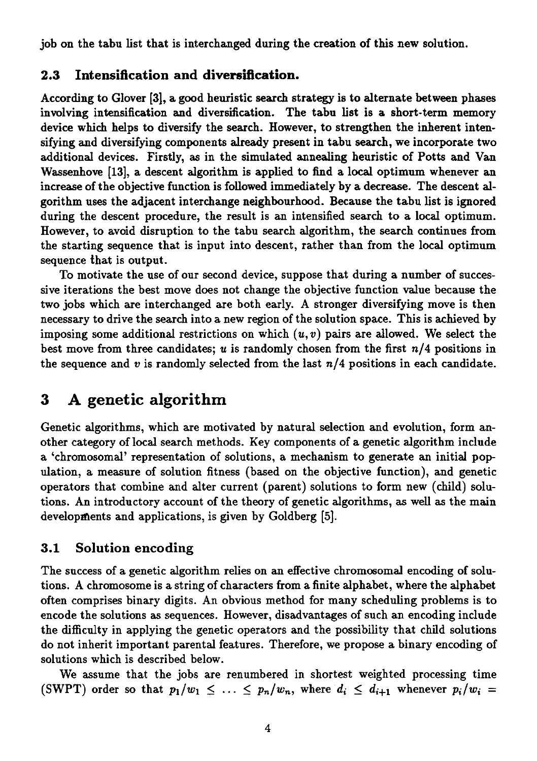job on the tabu list that is interchanged during the creation of this new solution.

### 2.3 Intensification and diversification.

According to Glover [3], a good heuristic search strategy is to alternate between phases involving intensification and diversification. The tabu list is a short-term memory device which helps to diversify the search. However, to strengthen the inherent intensifying and diversifying components already present in tabu search, we incorporate two additional devices. Firstly, as in the simulated annealing heuristic of Potts and Van Wassenhove [13], a descent algorithm is applied to find a local optimum whenever an increase of the objective function is followed immediately by a decrease. The descent algorithm uses the adjacent interchange neighbourhood. Because the tabu list is ignored during the descent procedure, the result is an intensified search to a local optimum. However, to avoid disruption to the tabu search algorithm, the search continues from the starting sequence that is input into descent, rather than from the local optimum sequence that is output.

To motivate the use of our second device, suppose that during a number of successive iterations the best move does not change the objective function value because the two jobs which are interchanged are both early. A stronger diversifying move is then necessary to drive the search into a new region of the solution space. This is achieved by imposing some additional restrictions on which $(u, v)$ pairs are allowed. We select the best move from three candidates; $u$ is randomly chosen from the first $n/4$ positions in the sequence and $v$ is randomly selected from the last $n/4$ positions in each candidate.

## 3 A genetic algorithm

Genetic algorithms, which are motivated by natural selection and evolution, form another category of local search methods. Key components of a genetic algorithm include a 'chromosomal' representation of solutions, a mechanism to generate an initial population, a measure of solution fitness (based on the objective function), and genetic operators that combine and alter current (parent) solutions to form new (child) solutions. An introductory account of the theory of genetic algorithms, as well as the main developments and applications, is given by Goldberg [5].

### 3.1 Solution encoding

The success of a genetic algorithm relies on an effective chromosomal encoding of solutions. A chromosome is a string of characters from a finite alphabet, where the alphabet often comprises binary digits. An obvious method for many scheduling problems is to encode the solutions as sequences. However, disadvantages of such an encoding include the difficulty in applying the genetic operators and the possibility that child solutions do not inherit important parental features. Therefore, we propose a binary encoding of solutions which is described below.

We assume that the jobs are renumbered in shortest weighted processing time (SWPT) order so that $p_1/w_1 \leq \ldots \leq p_n/w_n$, where $d_i \leq d_{i+1}$ whenever $p_i/w_i =$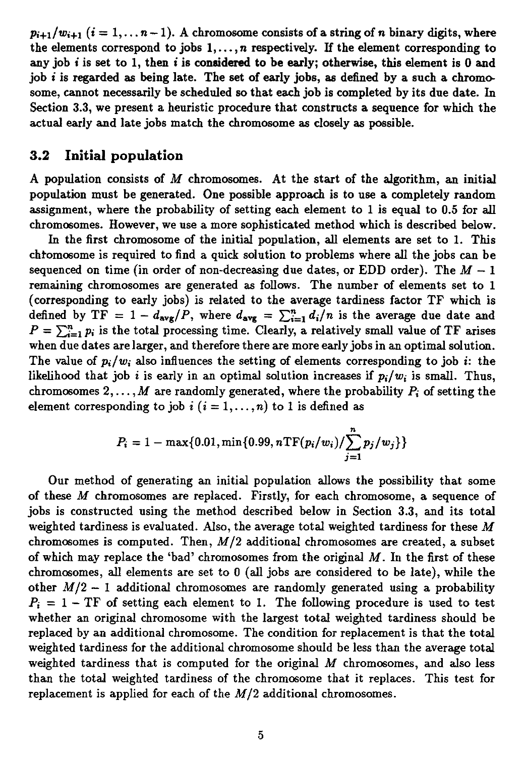$p_{i+1}/w_{i+1}$ ($i = 1, \ldots n-1$). A chromosome consists of a string of $n$ binary digits, where the elements correspond to jobs $1, \ldots, n$ respectively. If the element corresponding to any job $i$ is set to 1, then $i$ is considered to be early; otherwise, this element is 0 and job $i$ is regarded as being late. The set of early jobs, as defined by a such a chromosome, cannot necessarily be scheduled so that each job is completed by its due date. In Section 3.3, we present a heuristic procedure that constructs a sequence for which the actual early and late jobs match the chromosome as closely as possible.

## 3.2 Initial population

A population consists of $M$ chromosomes. At the start of the algorithm, an initial population must be generated. One possible approach is to use a completely random assignment, where the probability of setting each element to 1 is equal to 0.5 for all chromosomes. However, we use a more sophisticated method which is described below.

In the first chromosome of the initial population, all elements are set to 1. This chromosome is required to find a quick solution to problems where all the jobs can be sequenced on time (in order of non-decreasing due dates, or EDD order). The $M - 1$ remaining chromosomes are generated as follows. The number of elements set to 1 (corresponding to early jobs) is related to the average tardiness factor TF which is defined by $\text{TF} = 1 - d_{\text{avg}}/P$, where $d_{\text{avg}} = \sum_{i=1}^{n} d_i/n$ is the average due date and $P = \sum_{i=1}^{n} p_i$ is the total processing time. Clearly, a relatively small value of TF arises when due dates are larger, and therefore there are more early jobs in an optimal solution. The value of $p_i/w_i$ also influences the setting of elements corresponding to job $i$: the likelihood that job $i$ is early in an optimal solution increases if $p_i/w_i$ is small. Thus, chromosomes $2, \ldots, M$ are randomly generated, where the probability $P_i$ of setting the element corresponding to job $i$ ($i = 1, \ldots, n$) to 1 is defined as

$$P_i = 1 - \max\{0.01, \min\{0.99, n\text{TF}(p_i/w_i)/\sum_{j=1}^{n} p_j/w_j\}\}$$

Our method of generating an initial population allows the possibility that some of these $M$ chromosomes are replaced. Firstly, for each chromosome, a sequence of jobs is constructed using the method described below in Section 3.3, and its total weighted tardiness is evaluated. Also, the average total weighted tardiness for these $M$ chromosomes is computed. Then, $M/2$ additional chromosomes are created, a subset of which may replace the 'bad' chromosomes from the original $M$. In the first of these chromosomes, all elements are set to 0 (all jobs are considered to be late), while the other $M/2 - 1$ additional chromosomes are randomly generated using a probability $P_i = 1 - \text{TF}$ of setting each element to 1. The following procedure is used to test whether an original chromosome with the largest total weighted tardiness should be replaced by an additional chromosome. The condition for replacement is that the total weighted tardiness for the additional chromosome should be less than the average total weighted tardiness that is computed for the original $M$ chromosomes, and also less than the total weighted tardiness of the chromosome that it replaces. This test for replacement is applied for each of the $M/2$ additional chromosomes.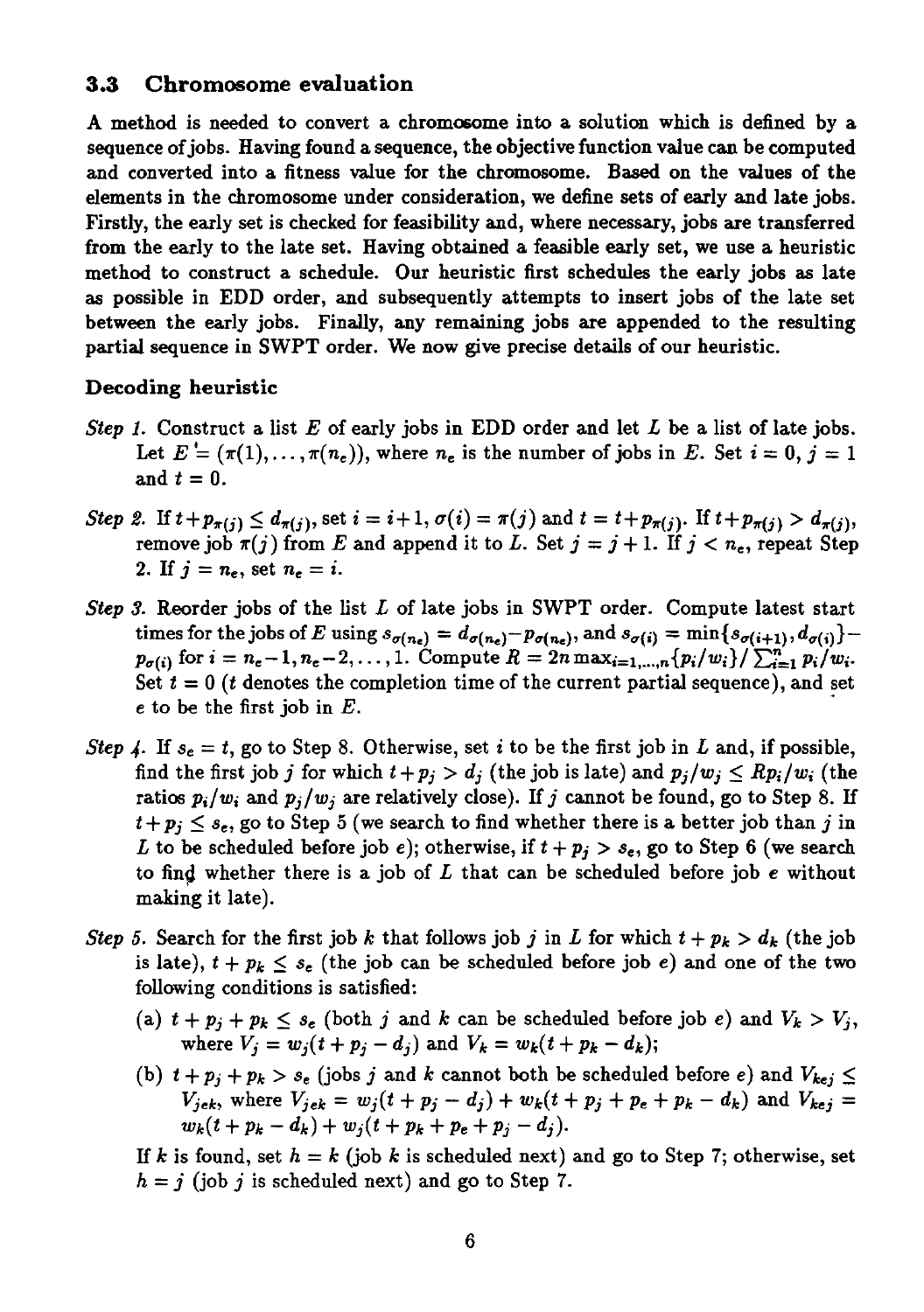### 3.3 Chromosome evaluation

A method is needed to convert a chromosome into a solution which is defined by a sequence of jobs. Having found a sequence, the objective function value can be computed and converted into a fitness value for the chromosome. Based on the values of the elements in the chromosome under consideration, we define sets of early and late jobs. Firstly, the early set is checked for feasibility and, where necessary, jobs are transferred from the early to the late set. Having obtained a feasible early set, we use a heuristic method to construct a schedule. Our heuristic first schedules the early jobs as late as possible in EDD order, and subsequently attempts to insert jobs of the late set between the early jobs. Finally, any remaining jobs are appended to the resulting partial sequence in SWPT order. We now give precise details of our heuristic.

**Decoding heuristic**

*Step 1.* Construct a list $E$ of early jobs in EDD order and let $L$ be a list of late jobs. Let $E = (\pi(1), \ldots, \pi(n_e))$, where $n_e$ is the number of jobs in $E$. Set $i = 0$, $j = 1$ and $t = 0$.

*Step 2.* If $t + p_{\pi(j)} \leq d_{\pi(j)}$, set $i = i + 1$, $\sigma(i) = \pi(j)$ and $t = t + p_{\pi(j)}$. If $t + p_{\pi(j)} > d_{\pi(j)}$, remove job $\pi(j)$ from $E$ and append it to $L$. Set $j = j + 1$. If $j < n_e$, repeat Step 2. If $j = n_e$, set $n_e = i$.

*Step 3.* Reorder jobs of the list $L$ of late jobs in SWPT order. Compute latest start times for the jobs of $E$ using $s_{\sigma(n_e)} = d_{\sigma(n_e)} - p_{\sigma(n_e)}$, and $s_{\sigma(i)} = \min\{s_{\sigma(i+1)}, d_{\sigma(i)}\} - p_{\sigma(i)}$ for $i = n_e - 1, n_e - 2, \ldots, 1$. Compute $R = 2n \max_{i=1,\ldots,n}\{p_i/w_i\} / \sum_{i=1}^{n} p_i/w_i$. Set $t = 0$ ($t$ denotes the completion time of the current partial sequence), and set $e$ to be the first job in $E$.

*Step 4.* If $s_e = t$, go to Step 8. Otherwise, set $i$ to be the first job in $L$ and, if possible, find the first job $j$ for which $t + p_j > d_j$ (the job is late) and $p_j/w_j \leq R p_i/w_i$ (the ratios $p_i/w_i$ and $p_j/w_j$ are relatively close). If $j$ cannot be found, go to Step 8. If $t + p_j \leq s_e$, go to Step 5 (we search to find whether there is a better job than $j$ in $L$ to be scheduled before job $e$); otherwise, if $t + p_j > s_e$, go to Step 6 (we search to find whether there is a job of $L$ that can be scheduled before job $e$ without making it late).

*Step 5.* Search for the first job $k$ that follows job $j$ in $L$ for which $t + p_k > d_k$ (the job is late), $t + p_k \leq s_e$ (the job can be scheduled before job $e$) and one of the two following conditions is satisfied:

(a) $t + p_j + p_k \leq s_e$ (both $j$ and $k$ can be scheduled before job $e$) and $V_k > V_j$, where $V_j = w_j(t + p_j - d_j)$ and $V_k = w_k(t + p_k - d_k)$;

(b) $t + p_j + p_k > s_e$ (jobs $j$ and $k$ cannot both be scheduled before $e$) and $V_{kej} \leq V_{jek}$, where $V_{jek} = w_j(t + p_j - d_j) + w_k(t + p_j + p_e + p_k - d_k)$ and $V_{kej} = w_k(t + p_k - d_k) + w_j(t + p_k + p_e + p_j - d_j)$.

If $k$ is found, set $h = k$ (job $k$ is scheduled next) and go to Step 7; otherwise, set $h = j$ (job $j$ is scheduled next) and go to Step 7.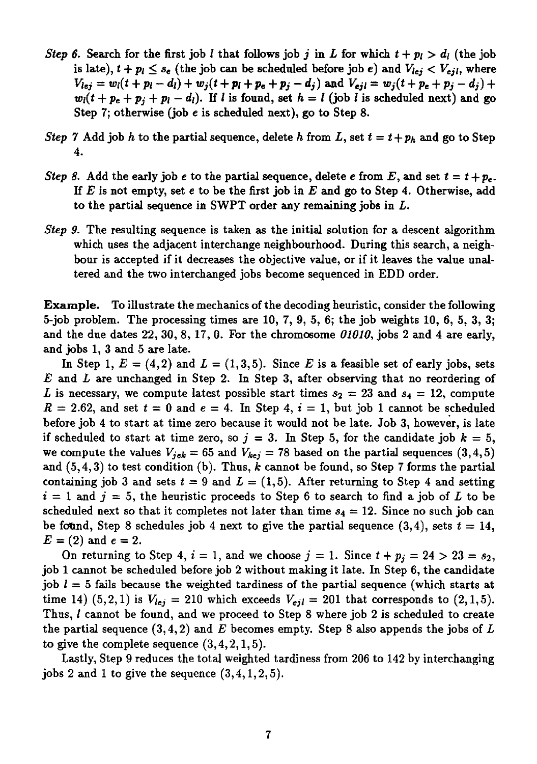*Step 6.* Search for the first job $l$ that follows job $j$ in $L$ for which $t + p_l > d_l$ (the job is late), $t + p_l \leq s_e$ (the job can be scheduled before job $e$) and $V_{lej} < V_{ejl}$, where $V_{lej} = w_l(t + p_l - d_l) + w_j(t + p_l + p_e + p_j - d_j)$ and $V_{ejl} = w_j(t + p_e + p_j - d_j) + w_l(t + p_e + p_j + p_l - d_l)$. If $l$ is found, set $h = l$ (job $l$ is scheduled next) and go Step 7; otherwise (job $e$ is scheduled next), go to Step 8.

*Step 7* Add job $h$ to the partial sequence, delete $h$ from $L$, set $t = t + p_h$ and go to Step 4.

*Step 8.* Add the early job $e$ to the partial sequence, delete $e$ from $E$, and set $t = t + p_e$. If $E$ is not empty, set $e$ to be the first job in $E$ and go to Step 4. Otherwise, add to the partial sequence in SWPT order any remaining jobs in $L$.

*Step 9.* The resulting sequence is taken as the initial solution for a descent algorithm which uses the adjacent interchange neighbourhood. During this search, a neighbour is accepted if it decreases the objective value, or if it leaves the value unaltered and the two interchanged jobs become sequenced in EDD order.

**Example.** To illustrate the mechanics of the decoding heuristic, consider the following 5-job problem. The processing times are 10, 7, 9, 5, 6; the job weights 10, 6, 5, 3, 3; and the due dates 22, 30, 8, 17, 0. For the chromosome *01010*, jobs 2 and 4 are early, and jobs 1, 3 and 5 are late.

In Step 1, $E = (4, 2)$ and $L = (1, 3, 5)$. Since $E$ is a feasible set of early jobs, sets $E$ and $L$ are unchanged in Step 2. In Step 3, after observing that no reordering of $L$ is necessary, we compute latest possible start times $s_2 = 23$ and $s_4 = 12$, compute $R = 2.62$, and set $t = 0$ and $e = 4$. In Step 4, $i = 1$, but job 1 cannot be scheduled before job 4 to start at time zero because it would not be late. Job 3, however, is late if scheduled to start at time zero, so $j = 3$. In Step 5, for the candidate job $k = 5$, we compute the values $V_{jek} = 65$ and $V_{kej} = 78$ based on the partial sequences $(3, 4, 5)$ and $(5, 4, 3)$ to test condition (b). Thus, $k$ cannot be found, so Step 7 forms the partial containing job 3 and sets $t = 9$ and $L = (1, 5)$. After returning to Step 4 and setting $i = 1$ and $j = 5$, the heuristic proceeds to Step 6 to search to find a job of $L$ to be scheduled next so that it completes not later than time $s_4 = 12$. Since no such job can be found, Step 8 schedules job 4 next to give the partial sequence $(3, 4)$, sets $t = 14$, $E = (2)$ and $e = 2$.

On returning to Step 4, $i = 1$, and we choose $j = 1$. Since $t + p_j = 24 > 23 = s_2$, job 1 cannot be scheduled before job 2 without making it late. In Step 6, the candidate job $l = 5$ fails because the weighted tardiness of the partial sequence (which starts at time 14) $(5, 2, 1)$ is $V_{lej} = 210$ which exceeds $V_{ejl} = 201$ that corresponds to $(2, 1, 5)$. Thus, $l$ cannot be found, and we proceed to Step 8 where job 2 is scheduled to create the partial sequence $(3, 4, 2)$ and $E$ becomes empty. Step 8 also appends the jobs of $L$ to give the complete sequence $(3, 4, 2, 1, 5)$.

Lastly, Step 9 reduces the total weighted tardiness from 206 to 142 by interchanging jobs 2 and 1 to give the sequence $(3, 4, 1, 2, 5)$.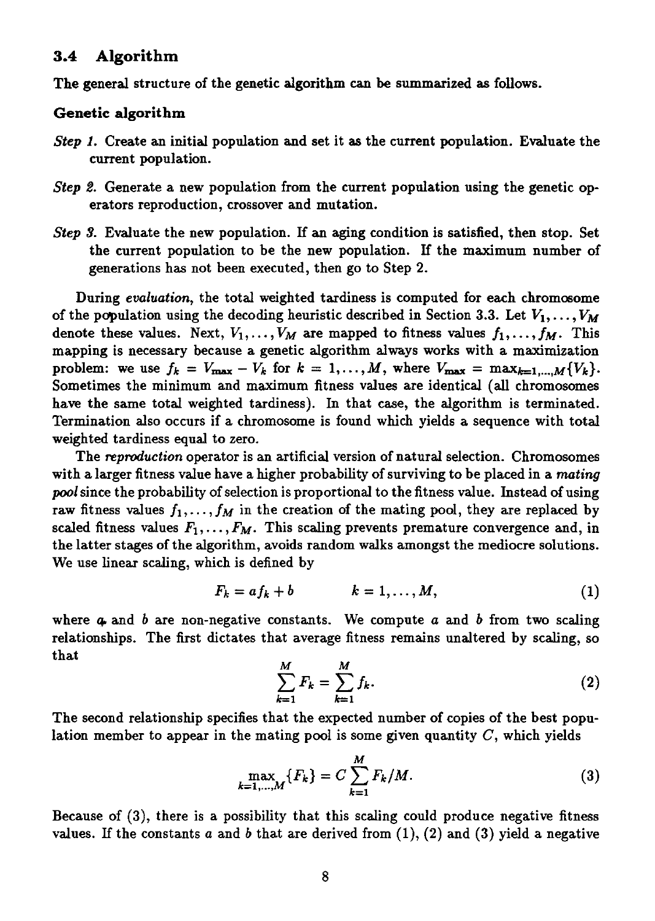## 3.4 Algorithm

The general structure of the genetic algorithm can be summarized as follows.

### Genetic algorithm

*Step 1.* Create an initial population and set it as the current population. Evaluate the current population.

*Step 2.* Generate a new population from the current population using the genetic operators reproduction, crossover and mutation.

*Step 3.* Evaluate the new population. If an aging condition is satisfied, then stop. Set the current population to be the new population. If the maximum number of generations has not been executed, then go to Step 2.

During *evaluation*, the total weighted tardiness is computed for each chromosome of the population using the decoding heuristic described in Section 3.3. Let $V_1, \ldots, V_M$ denote these values. Next, $V_1, \ldots, V_M$ are mapped to fitness values $f_1, \ldots, f_M$. This mapping is necessary because a genetic algorithm always works with a maximization problem: we use $f_k = V_{\max} - V_k$ for $k = 1, \ldots, M$, where $V_{\max} = \max_{k=1,\ldots,M}\{V_k\}$. Sometimes the minimum and maximum fitness values are identical (all chromosomes have the same total weighted tardiness). In that case, the algorithm is terminated. Termination also occurs if a chromosome is found which yields a sequence with total weighted tardiness equal to zero.

The *reproduction* operator is an artificial version of natural selection. Chromosomes with a larger fitness value have a higher probability of surviving to be placed in a *mating pool* since the probability of selection is proportional to the fitness value. Instead of using raw fitness values $f_1, \ldots, f_M$ in the creation of the mating pool, they are replaced by scaled fitness values $F_1, \ldots, F_M$. This scaling prevents premature convergence and, in the latter stages of the algorithm, avoids random walks amongst the mediocre solutions. We use linear scaling, which is defined by

$$F_k = af_k + b \qquad\qquad k = 1, \ldots, M, \tag{1}$$

where $a$ and $b$ are non-negative constants. We compute $a$ and $b$ from two scaling relationships. The first dictates that average fitness remains unaltered by scaling, so that

$$\sum_{k=1}^{M} F_k = \sum_{k=1}^{M} f_k. \tag{2}$$

The second relationship specifies that the expected number of copies of the best population member to appear in the mating pool is some given quantity $C$, which yields

$$\max_{k=1,\ldots,M}\{F_k\} = C \sum_{k=1}^{M} F_k / M. \tag{3}$$

Because of (3), there is a possibility that this scaling could produce negative fitness values. If the constants $a$ and $b$ that are derived from (1), (2) and (3) yield a negative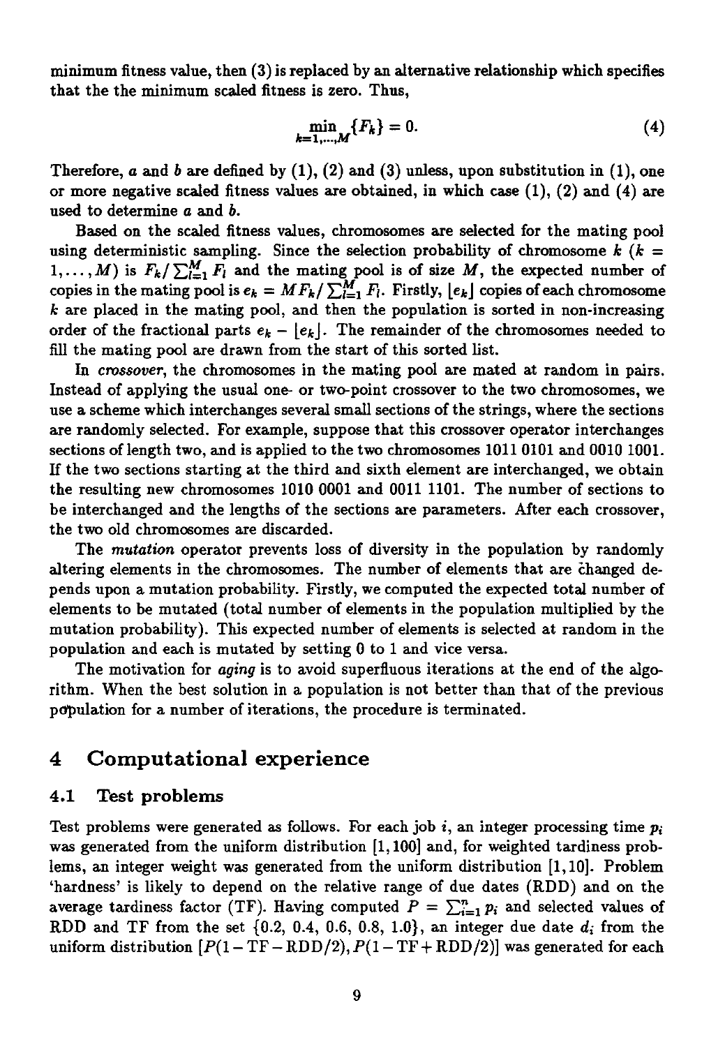minimum fitness value, then (3) is replaced by an alternative relationship which specifies that the the minimum scaled fitness is zero. Thus,

$$\min_{k=1,\ldots,M}\{F_k\} = 0. \tag{4}$$

Therefore, $a$ and $b$ are defined by (1), (2) and (3) unless, upon substitution in (1), one or more negative scaled fitness values are obtained, in which case (1), (2) and (4) are used to determine $a$ and $b$.

Based on the scaled fitness values, chromosomes are selected for the mating pool using deterministic sampling. Since the selection probability of chromosome $k$ ($k = 1,\ldots,M$) is $F_k/\sum_{l=1}^{M} F_l$ and the mating pool is of size $M$, the expected number of copies in the mating pool is $e_k = MF_k/\sum_{l=1}^{M} F_l$. Firstly, $\lfloor e_k \rfloor$ copies of each chromosome $k$ are placed in the mating pool, and then the population is sorted in non-increasing order of the fractional parts $e_k - \lfloor e_k \rfloor$. The remainder of the chromosomes needed to fill the mating pool are drawn from the start of this sorted list.

In *crossover*, the chromosomes in the mating pool are mated at random in pairs. Instead of applying the usual one- or two-point crossover to the two chromosomes, we use a scheme which interchanges several small sections of the strings, where the sections are randomly selected. For example, suppose that this crossover operator interchanges sections of length two, and is applied to the two chromosomes 1011 0101 and 0010 1001. If the two sections starting at the third and sixth element are interchanged, we obtain the resulting new chromosomes 1010 0001 and 0011 1101. The number of sections to be interchanged and the lengths of the sections are parameters. After each crossover, the two old chromosomes are discarded.

The *mutation* operator prevents loss of diversity in the population by randomly altering elements in the chromosomes. The number of elements that are changed depends upon a mutation probability. Firstly, we computed the expected total number of elements to be mutated (total number of elements in the population multiplied by the mutation probability). This expected number of elements is selected at random in the population and each is mutated by setting 0 to 1 and vice versa.

The motivation for *aging* is to avoid superfluous iterations at the end of the algorithm. When the best solution in a population is not better than that of the previous population for a number of iterations, the procedure is terminated.

# 4 Computational experience

## 4.1 Test problems

Test problems were generated as follows. For each job $i$, an integer processing time $p_i$ was generated from the uniform distribution $[1, 100]$ and, for weighted tardiness problems, an integer weight was generated from the uniform distribution $[1, 10]$. Problem 'hardness' is likely to depend on the relative range of due dates (RDD) and on the average tardiness factor (TF). Having computed $P = \sum_{i=1}^{n} p_i$ and selected values of RDD and TF from the set $\{0.2, 0.4, 0.6, 0.8, 1.0\}$, an integer due date $d_i$ from the uniform distribution $[P(1 - \mathrm{TF} - \mathrm{RDD}/2), P(1 - \mathrm{TF} + \mathrm{RDD}/2)]$ was generated for each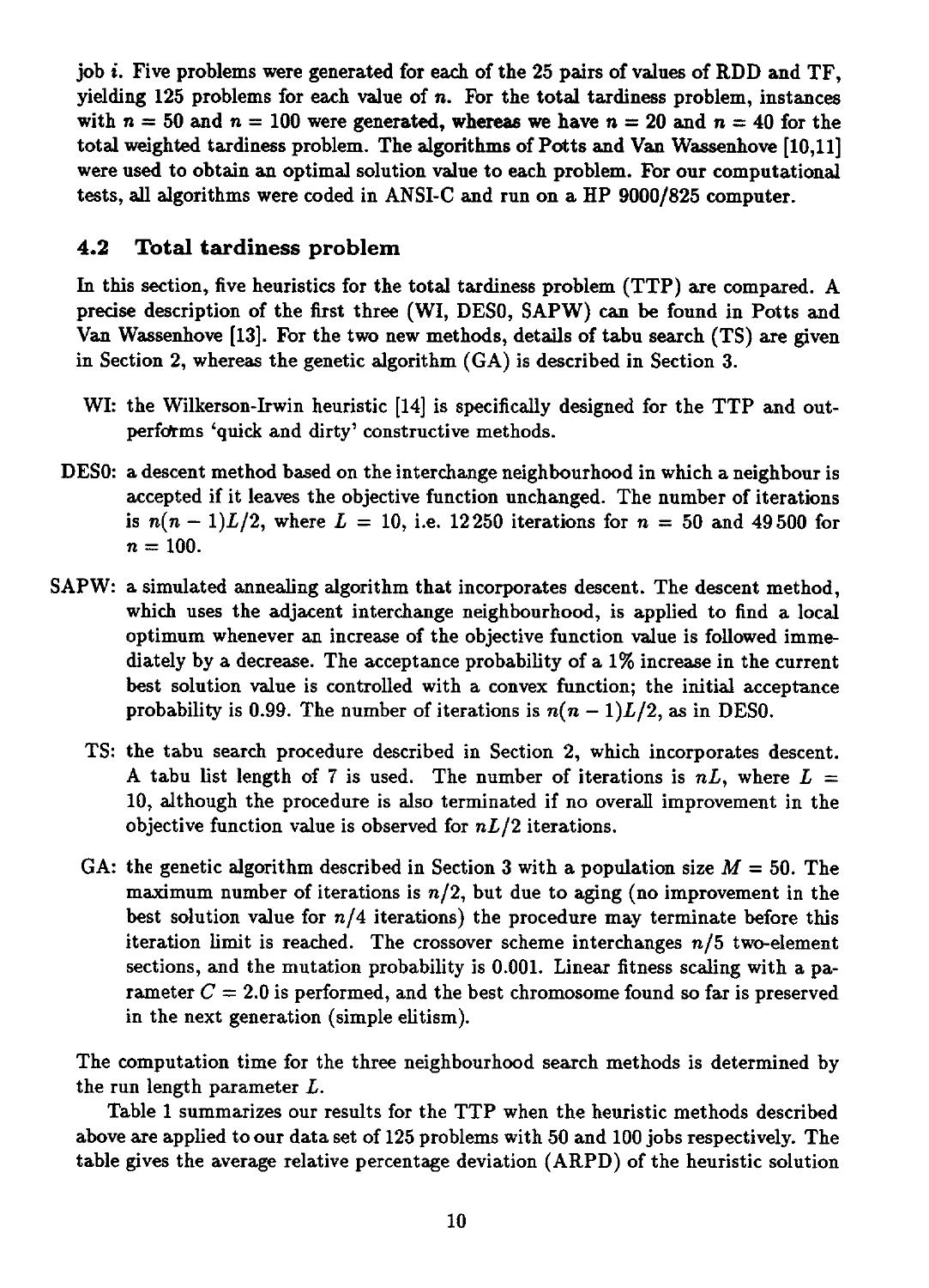job $i$. Five problems were generated for each of the 25 pairs of values of RDD and TF, yielding 125 problems for each value of $n$. For the total tardiness problem, instances with $n = 50$ and $n = 100$ were generated, whereas we have $n = 20$ and $n = 40$ for the total weighted tardiness problem. The algorithms of Potts and Van Wassenhove [10,11] were used to obtain an optimal solution value to each problem. For our computational tests, all algorithms were coded in ANSI-C and run on a HP 9000/825 computer.

### 4.2 Total tardiness problem

In this section, five heuristics for the total tardiness problem (TTP) are compared. A precise description of the first three (WI, DESO, SAPW) can be found in Potts and Van Wassenhove [13]. For the two new methods, details of tabu search (TS) are given in Section 2, whereas the genetic algorithm (GA) is described in Section 3.

- **WI:** the Wilkerson-Irwin heuristic [14] is specifically designed for the TTP and outperforms 'quick and dirty' constructive methods.
- **DES0:** a descent method based on the interchange neighbourhood in which a neighbour is accepted if it leaves the objective function unchanged. The number of iterations is $n(n-1)L/2$, where $L = 10$, i.e. 12 250 iterations for $n = 50$ and 49 500 for $n = 100$.
- **SAPW:** a simulated annealing algorithm that incorporates descent. The descent method, which uses the adjacent interchange neighbourhood, is applied to find a local optimum whenever an increase of the objective function value is followed immediately by a decrease. The acceptance probability of a 1% increase in the current best solution value is controlled with a convex function; the initial acceptance probability is 0.99. The number of iterations is $n(n-1)L/2$, as in DES0.
- **TS:** the tabu search procedure described in Section 2, which incorporates descent. A tabu list length of 7 is used. The number of iterations is $nL$, where $L = 10$, although the procedure is also terminated if no overall improvement in the objective function value is observed for $nL/2$ iterations.
- **GA:** the genetic algorithm described in Section 3 with a population size $M = 50$. The maximum number of iterations is $n/2$, but due to aging (no improvement in the best solution value for $n/4$ iterations) the procedure may terminate before this iteration limit is reached. The crossover scheme interchanges $n/5$ two-element sections, and the mutation probability is 0.001. Linear fitness scaling with a parameter $C = 2.0$ is performed, and the best chromosome found so far is preserved in the next generation (simple elitism).

The computation time for the three neighbourhood search methods is determined by the run length parameter $L$.

Table 1 summarizes our results for the TTP when the heuristic methods described above are applied to our data set of 125 problems with 50 and 100 jobs respectively. The table gives the average relative percentage deviation (ARPD) of the heuristic solution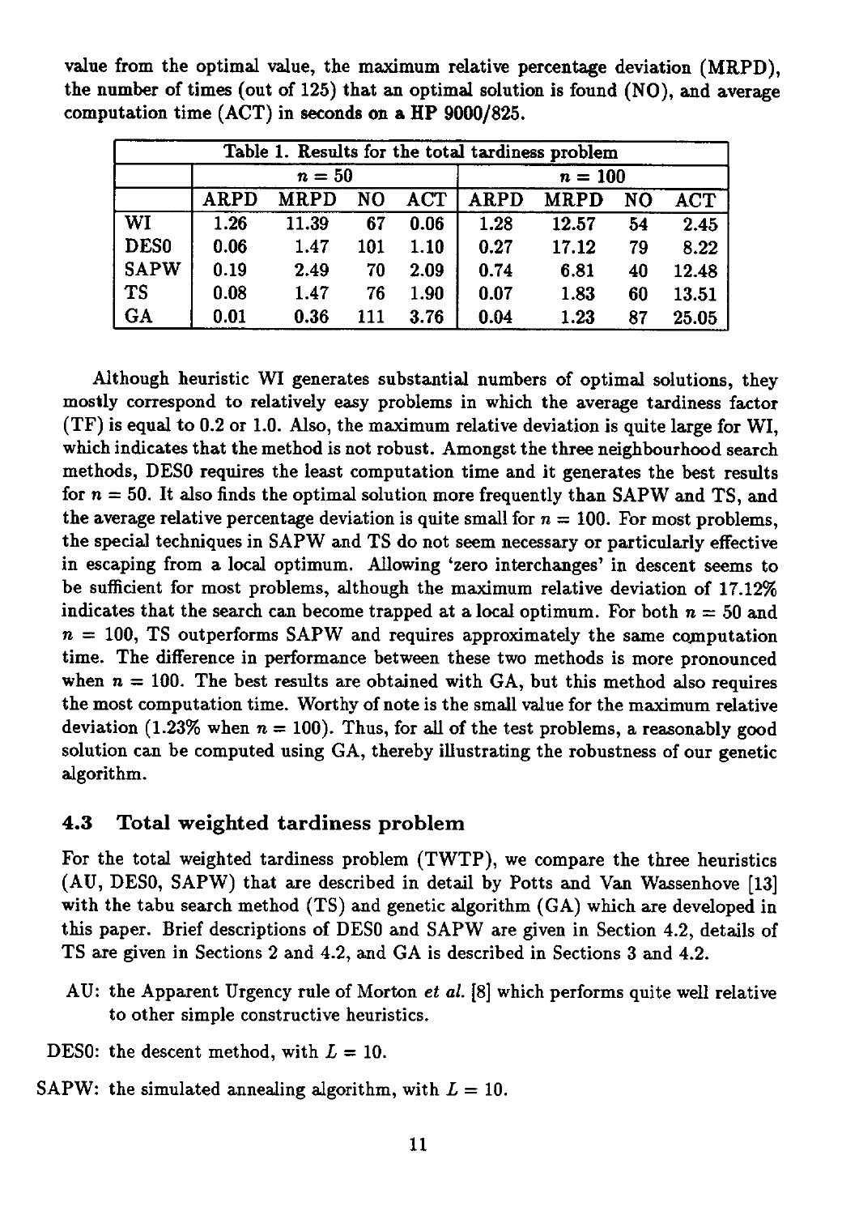value from the optimal value, the maximum relative percentage deviation (MRPD), the number of times (out of 125) that an optimal solution is found (NO), and average computation time (ACT) in seconds on a HP 9000/825.

| Table 1. Results for the total tardiness problem | | | | | | | | |
|---|---|---|---|---|---|---|---|---|
| | $n = 50$ | | | | $n = 100$ | | | |
| | ARPD | MRPD | NO | ACT | ARPD | MRPD | NO | ACT |
| WI | 1.26 | 11.39 | 67 | 0.06 | 1.28 | 12.57 | 54 | 2.45 |
| DES0 | 0.06 | 1.47 | 101 | 1.10 | 0.27 | 17.12 | 79 | 8.22 |
| SAPW | 0.19 | 2.49 | 70 | 2.09 | 0.74 | 6.81 | 40 | 12.48 |
| TS | 0.08 | 1.47 | 76 | 1.90 | 0.07 | 1.83 | 60 | 13.51 |
| GA | 0.01 | 0.36 | 111 | 3.76 | 0.04 | 1.23 | 87 | 25.05 |

Although heuristic WI generates substantial numbers of optimal solutions, they mostly correspond to relatively easy problems in which the average tardiness factor (TF) is equal to 0.2 or 1.0. Also, the maximum relative deviation is quite large for WI, which indicates that the method is not robust. Amongst the three neighbourhood search methods, DES0 requires the least computation time and it generates the best results for $n = 50$. It also finds the optimal solution more frequently than SAPW and TS, and the average relative percentage deviation is quite small for $n = 100$. For most problems, the special techniques in SAPW and TS do not seem necessary or particularly effective in escaping from a local optimum. Allowing 'zero interchanges' in descent seems to be sufficient for most problems, although the maximum relative deviation of 17.12% indicates that the search can become trapped at a local optimum. For both $n = 50$ and $n = 100$, TS outperforms SAPW and requires approximately the same computation time. The difference in performance between these two methods is more pronounced when $n = 100$. The best results are obtained with GA, but this method also requires the most computation time. Worthy of note is the small value for the maximum relative deviation (1.23% when $n = 100$). Thus, for all of the test problems, a reasonably good solution can be computed using GA, thereby illustrating the robustness of our genetic algorithm.

### 4.3 Total weighted tardiness problem

For the total weighted tardiness problem (TWTP), we compare the three heuristics (AU, DES0, SAPW) that are described in detail by Potts and Van Wassenhove [13] with the tabu search method (TS) and genetic algorithm (GA) which are developed in this paper. Brief descriptions of DES0 and SAPW are given in Section 4.2, details of TS are given in Sections 2 and 4.2, and GA is described in Sections 3 and 4.2.

AU: the Apparent Urgency rule of Morton *et al.* [8] which performs quite well relative to other simple constructive heuristics.

DES0: the descent method, with $L = 10$.

SAPW: the simulated annealing algorithm, with $L = 10$.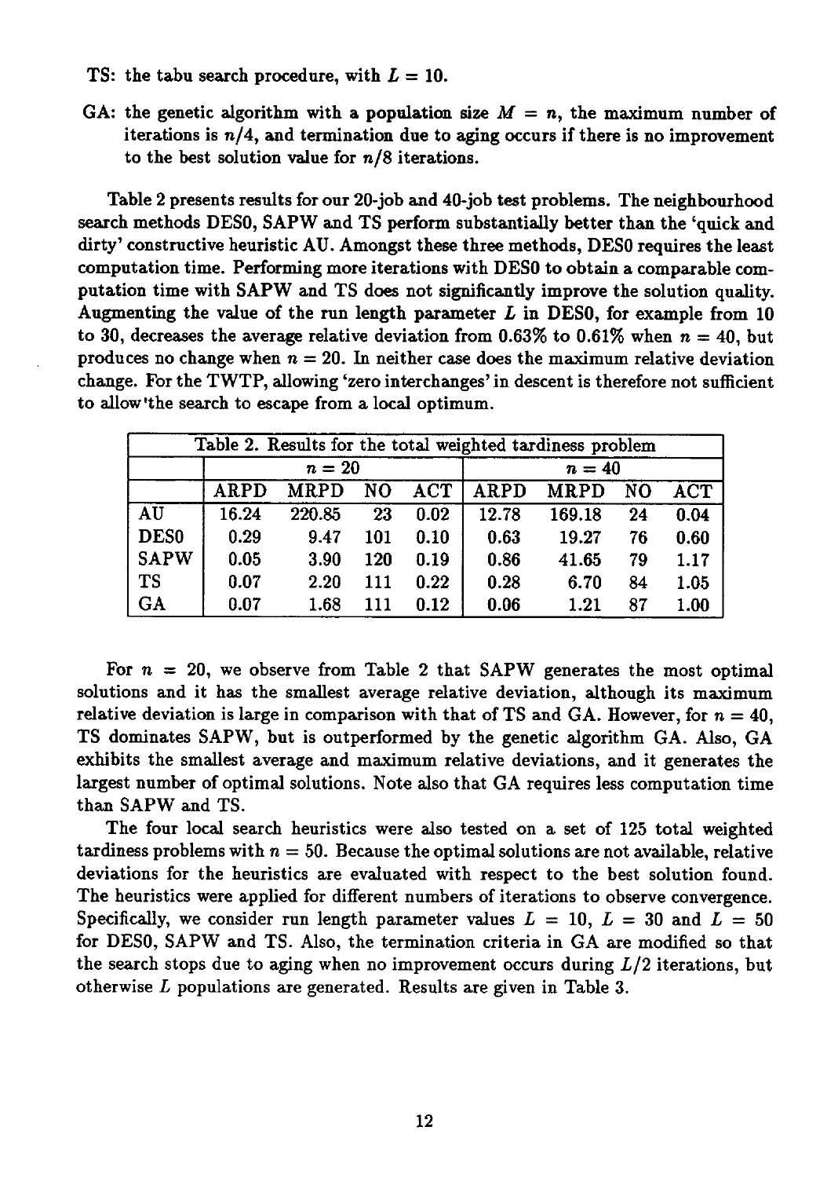TS: the tabu search procedure, with $L = 10$.

GA: the genetic algorithm with a population size $M = n$, the maximum number of iterations is $n/4$, and termination due to aging occurs if there is no improvement to the best solution value for $n/8$ iterations.

Table 2 presents results for our 20-job and 40-job test problems. The neighbourhood search methods DESO, SAPW and TS perform substantially better than the 'quick and dirty' constructive heuristic AU. Amongst these three methods, DESO requires the least computation time. Performing more iterations with DESO to obtain a comparable computation time with SAPW and TS does not significantly improve the solution quality. Augmenting the value of the run length parameter $L$ in DESO, for example from 10 to 30, decreases the average relative deviation from 0.63% to 0.61% when $n = 40$, but produces no change when $n = 20$. In neither case does the maximum relative deviation change. For the TWTP, allowing 'zero interchanges' in descent is therefore not sufficient to allow the search to escape from a local optimum.

Table 2. Results for the total weighted tardiness problem

| | $n = 20$ | | | | $n = 40$ | | | |
|---|---|---|---|---|---|---|---|---|
| | ARPD | MRPD | NO | ACT | ARPD | MRPD | NO | ACT |
| AU | 16.24 | 220.85 | 23 | 0.02 | 12.78 | 169.18 | 24 | 0.04 |
| DESO | 0.29 | 9.47 | 101 | 0.10 | 0.63 | 19.27 | 76 | 0.60 |
| SAPW | 0.05 | 3.90 | 120 | 0.19 | 0.86 | 41.65 | 79 | 1.17 |
| TS | 0.07 | 2.20 | 111 | 0.22 | 0.28 | 6.70 | 84 | 1.05 |
| GA | 0.07 | 1.68 | 111 | 0.12 | 0.06 | 1.21 | 87 | 1.00 |

For $n = 20$, we observe from Table 2 that SAPW generates the most optimal solutions and it has the smallest average relative deviation, although its maximum relative deviation is large in comparison with that of TS and GA. However, for $n = 40$, TS dominates SAPW, but is outperformed by the genetic algorithm GA. Also, GA exhibits the smallest average and maximum relative deviations, and it generates the largest number of optimal solutions. Note also that GA requires less computation time than SAPW and TS.

The four local search heuristics were also tested on a set of 125 total weighted tardiness problems with $n = 50$. Because the optimal solutions are not available, relative deviations for the heuristics are evaluated with respect to the best solution found. The heuristics were applied for different numbers of iterations to observe convergence. Specifically, we consider run length parameter values $L = 10$, $L = 30$ and $L = 50$ for DESO, SAPW and TS. Also, the termination criteria in GA are modified so that the search stops due to aging when no improvement occurs during $L/2$ iterations, but otherwise $L$ populations are generated. Results are given in Table 3.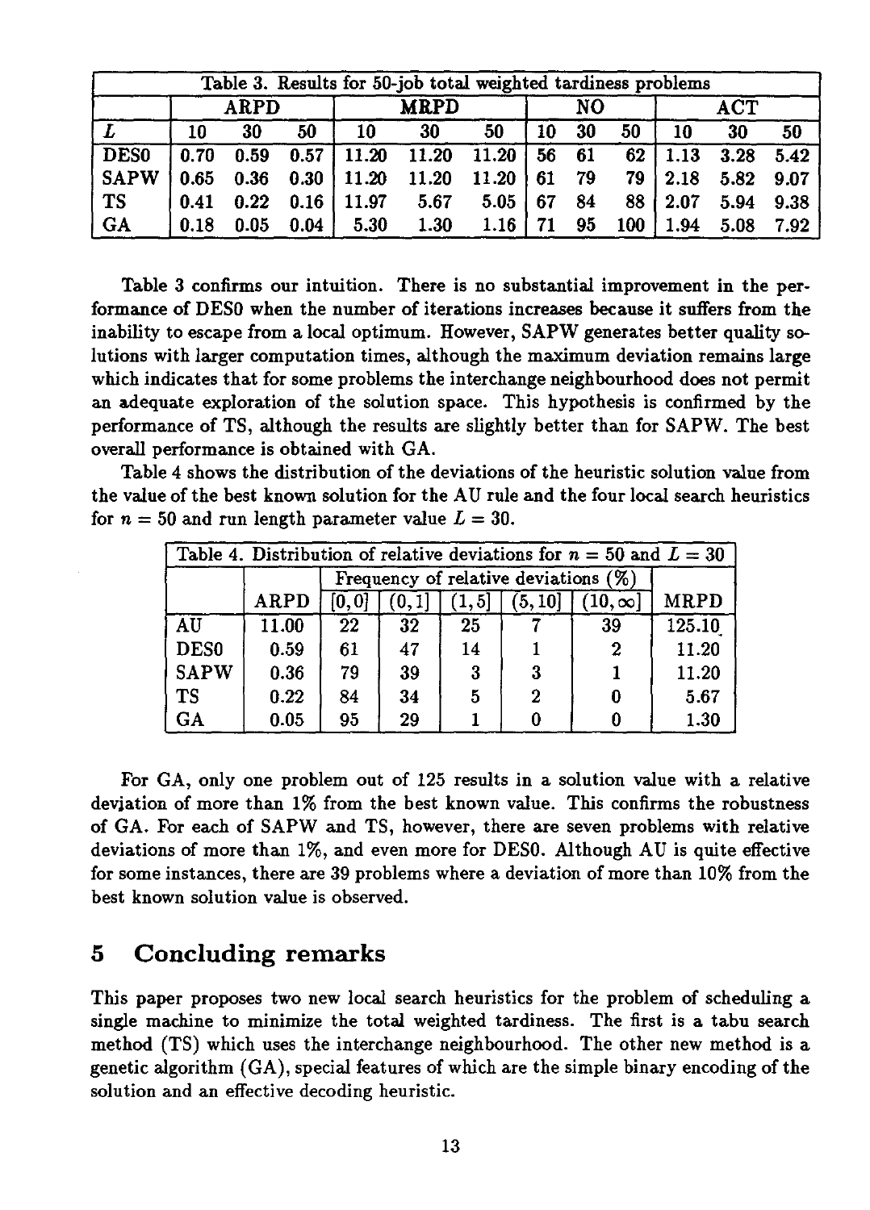| Table 3. Results for 50-job total weighted tardiness problems | | | | | | | | | | | | |
|---|---|---|---|---|---|---|---|---|---|---|---|---|
| | ARPD | | | MRPD | | | NO | | | ACT | | |
| $L$ | 10 | 30 | 50 | 10 | 30 | 50 | 10 | 30 | 50 | 10 | 30 | 50 |
| DES0 | 0.70 | 0.59 | 0.57 | 11.20 | 11.20 | 11.20 | 56 | 61 | 62 | 1.13 | 3.28 | 5.42 |
| SAPW | 0.65 | 0.36 | 0.30 | 11.20 | 11.20 | 11.20 | 61 | 79 | 79 | 2.18 | 5.82 | 9.07 |
| TS | 0.41 | 0.22 | 0.16 | 11.97 | 5.67 | 5.05 | 67 | 84 | 88 | 2.07 | 5.94 | 9.38 |
| GA | 0.18 | 0.05 | 0.04 | 5.30 | 1.30 | 1.16 | 71 | 95 | 100 | 1.94 | 5.08 | 7.92 |

Table 3 confirms our intuition. There is no substantial improvement in the performance of DES0 when the number of iterations increases because it suffers from the inability to escape from a local optimum. However, SAPW generates better quality solutions with larger computation times, although the maximum deviation remains large which indicates that for some problems the interchange neighbourhood does not permit an adequate exploration of the solution space. This hypothesis is confirmed by the performance of TS, although the results are slightly better than for SAPW. The best overall performance is obtained with GA.

Table 4 shows the distribution of the deviations of the heuristic solution value from the value of the best known solution for the AU rule and the four local search heuristics for $n = 50$ and run length parameter value $L = 30$.

| Table 4. Distribution of relative deviations for $n = 50$ and $L = 30$ | | | | | | | |
|---|---|---|---|---|---|---|---|
| | | Frequency of relative deviations (%) | | | | | |
| | ARPD | $[0,0]$ | $(0,1]$ | $(1,5]$ | $(5,10]$ | $(10,\infty]$ | MRPD |
| AU | 11.00 | 22 | 32 | 25 | 7 | 39 | 125.10 |
| DES0 | 0.59 | 61 | 47 | 14 | 1 | 2 | 11.20 |
| SAPW | 0.36 | 79 | 39 | 3 | 3 | 1 | 11.20 |
| TS | 0.22 | 84 | 34 | 5 | 2 | 0 | 5.67 |
| GA | 0.05 | 95 | 29 | 1 | 0 | 0 | 1.30 |

For GA, only one problem out of 125 results in a solution value with a relative deviation of more than 1% from the best known value. This confirms the robustness of GA. For each of SAPW and TS, however, there are seven problems with relative deviations of more than 1%, and even more for DES0. Although AU is quite effective for some instances, there are 39 problems where a deviation of more than 10% from the best known solution value is observed.

## 5 Concluding remarks

This paper proposes two new local search heuristics for the problem of scheduling a single machine to minimize the total weighted tardiness. The first is a tabu search method (TS) which uses the interchange neighbourhood. The other new method is a genetic algorithm (GA), special features of which are the simple binary encoding of the solution and an effective decoding heuristic.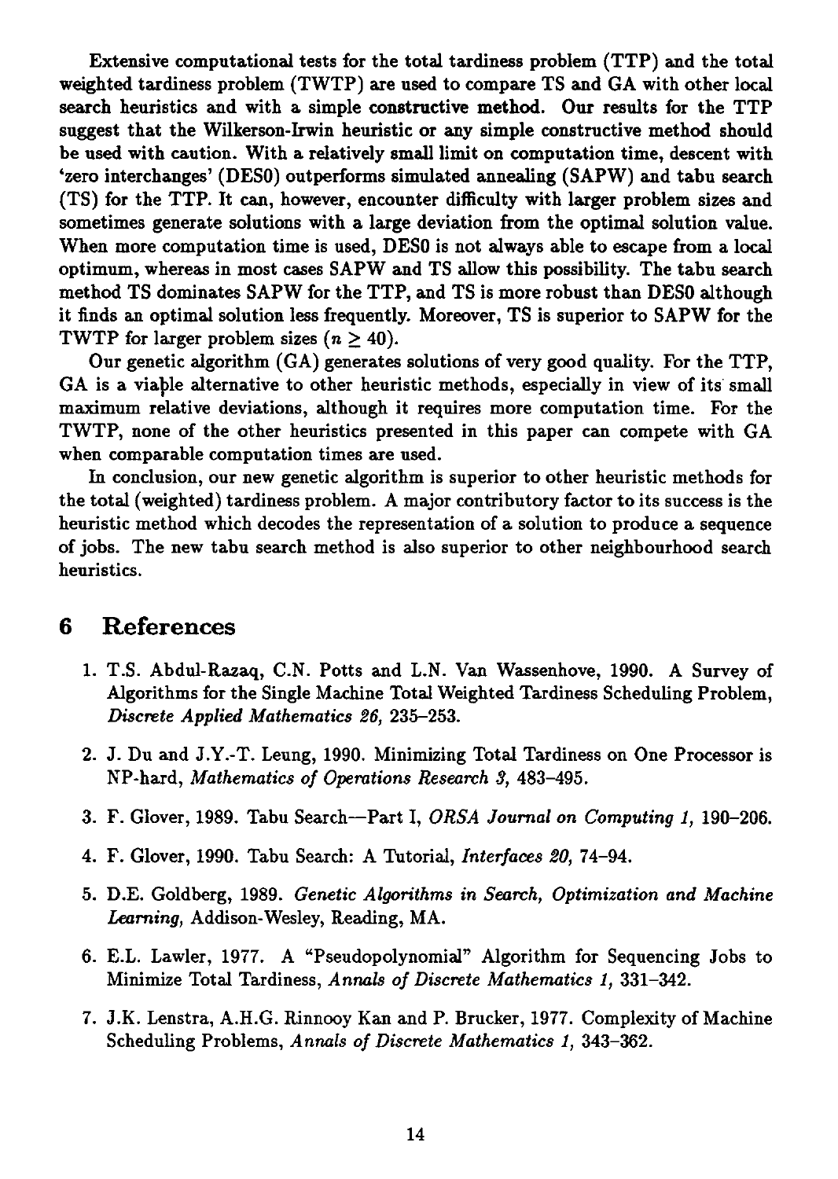Extensive computational tests for the total tardiness problem (TTP) and the total weighted tardiness problem (TWTP) are used to compare TS and GA with other local search heuristics and with a simple constructive method. Our results for the TTP suggest that the Wilkerson-Irwin heuristic or any simple constructive method should be used with caution. With a relatively small limit on computation time, descent with 'zero interchanges' (DES0) outperforms simulated annealing (SAPW) and tabu search (TS) for the TTP. It can, however, encounter difficulty with larger problem sizes and sometimes generate solutions with a large deviation from the optimal solution value. When more computation time is used, DES0 is not always able to escape from a local optimum, whereas in most cases SAPW and TS allow this possibility. The tabu search method TS dominates SAPW for the TTP, and TS is more robust than DES0 although it finds an optimal solution less frequently. Moreover, TS is superior to SAPW for the TWTP for larger problem sizes ($n \geq 40$).

Our genetic algorithm (GA) generates solutions of very good quality. For the TTP, GA is a viable alternative to other heuristic methods, especially in view of its small maximum relative deviations, although it requires more computation time. For the TWTP, none of the other heuristics presented in this paper can compete with GA when comparable computation times are used.

In conclusion, our new genetic algorithm is superior to other heuristic methods for the total (weighted) tardiness problem. A major contributory factor to its success is the heuristic method which decodes the representation of a solution to produce a sequence of jobs. The new tabu search method is also superior to other neighbourhood search heuristics.

## 6 References

1. T.S. Abdul-Razaq, C.N. Potts and L.N. Van Wassenhove, 1990. A Survey of Algorithms for the Single Machine Total Weighted Tardiness Scheduling Problem, *Discrete Applied Mathematics 26,* 235–253.

2. J. Du and J.Y.-T. Leung, 1990. Minimizing Total Tardiness on One Processor is NP-hard, *Mathematics of Operations Research 3,* 483–495.

3. F. Glover, 1989. Tabu Search—Part I, *ORSA Journal on Computing 1,* 190–206.

4. F. Glover, 1990. Tabu Search: A Tutorial, *Interfaces 20,* 74–94.

5. D.E. Goldberg, 1989. *Genetic Algorithms in Search, Optimization and Machine Learning,* Addison-Wesley, Reading, MA.

6. E.L. Lawler, 1977. A "Pseudopolynomial" Algorithm for Sequencing Jobs to Minimize Total Tardiness, *Annals of Discrete Mathematics 1,* 331–342.

7. J.K. Lenstra, A.H.G. Rinnooy Kan and P. Brucker, 1977. Complexity of Machine Scheduling Problems, *Annals of Discrete Mathematics 1,* 343–362.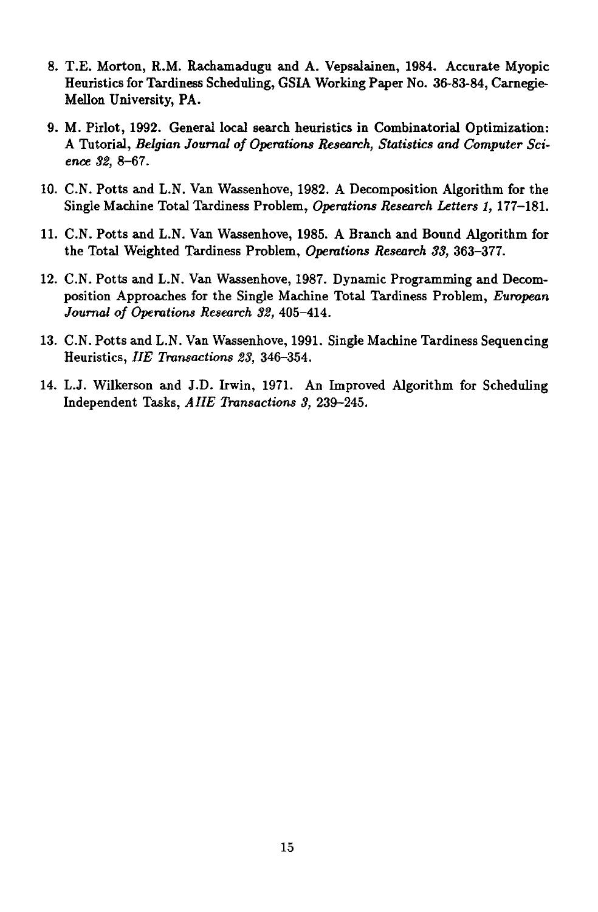8. T.E. Morton, R.M. Rachamadugu and A. Vepsalainen, 1984. Accurate Myopic Heuristics for Tardiness Scheduling, GSIA Working Paper No. 36-83-84, Carnegie-Mellon University, PA.

9. M. Pirlot, 1992. General local search heuristics in Combinatorial Optimization: A Tutorial, *Belgian Journal of Operations Research, Statistics and Computer Science 32,* 8–67.

10. C.N. Potts and L.N. Van Wassenhove, 1982. A Decomposition Algorithm for the Single Machine Total Tardiness Problem, *Operations Research Letters 1,* 177–181.

11. C.N. Potts and L.N. Van Wassenhove, 1985. A Branch and Bound Algorithm for the Total Weighted Tardiness Problem, *Operations Research 33,* 363–377.

12. C.N. Potts and L.N. Van Wassenhove, 1987. Dynamic Programming and Decomposition Approaches for the Single Machine Total Tardiness Problem, *European Journal of Operations Research 32,* 405–414.

13. C.N. Potts and L.N. Van Wassenhove, 1991. Single Machine Tardiness Sequencing Heuristics, *IIE Transactions 23,* 346–354.

14. L.J. Wilkerson and J.D. Irwin, 1971. An Improved Algorithm for Scheduling Independent Tasks, *AIIE Transactions 3,* 239–245.